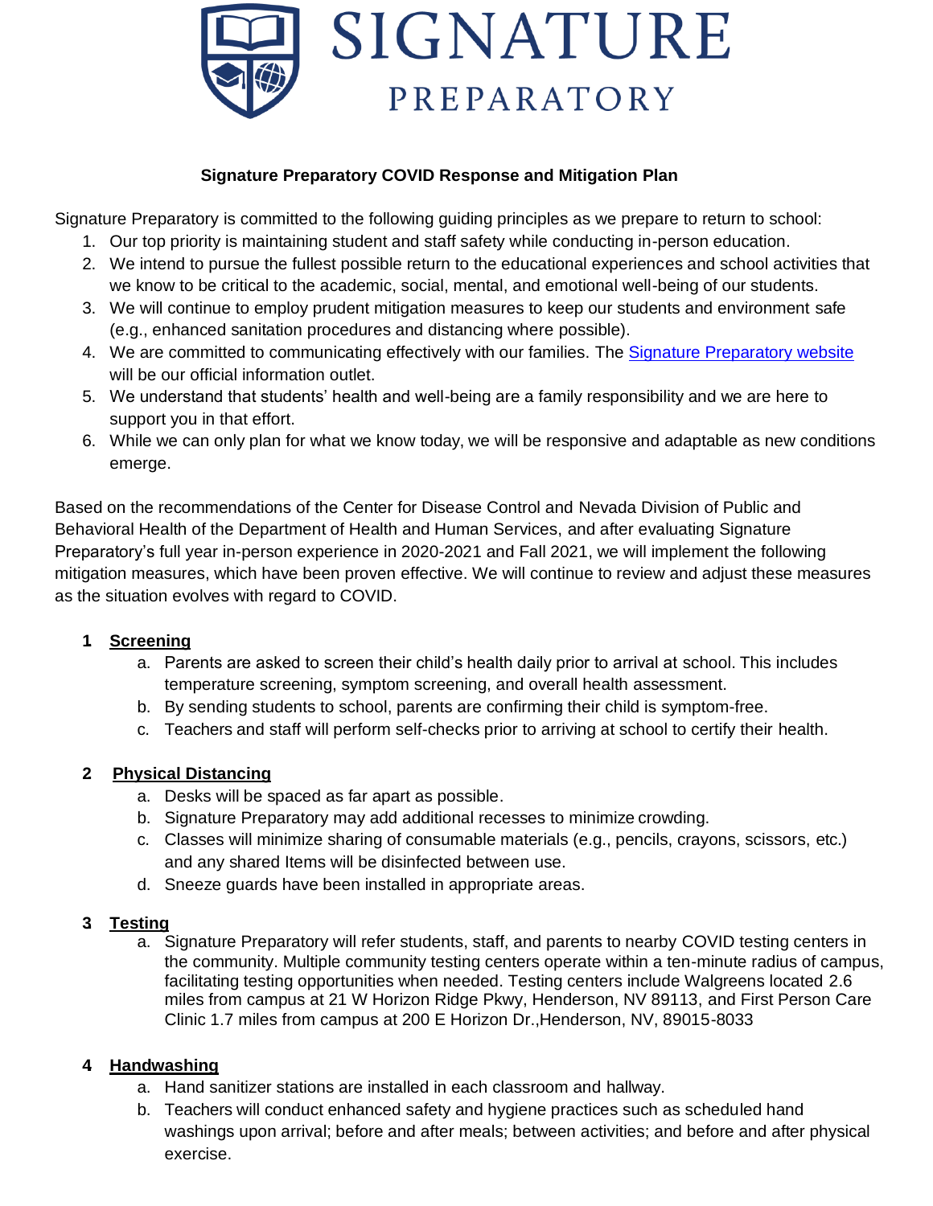# SIGNATURE PREPARATORY

## Signature Preparatory COVID Response and Mitigation Plan

Signature Preparatory is committed to the following guiding principles as we prepare to return to school:

1. Our top priority is maintaining student and staff safety while conducting in-person education.
2. We intend to pursue the fullest possible return to the educational experiences and school activities that we know to be critical to the academic, social, mental, and emotional well-being of our students.
3. We will continue to employ prudent mitigation measures to keep our students and environment safe (e.g., enhanced sanitation procedures and distancing where possible).
4. We are committed to communicating effectively with our families. The Signature Preparatory website will be our official information outlet.
5. We understand that students' health and well-being are a family responsibility and we are here to support you in that effort.
6. While we can only plan for what we know today, we will be responsive and adaptable as new conditions emerge.

Based on the recommendations of the Center for Disease Control and Nevada Division of Public and Behavioral Health of the Department of Health and Human Services, and after evaluating Signature Preparatory's full year in-person experience in 2020-2021 and Fall 2021, we will implement the following mitigation measures, which have been proven effective. We will continue to review and adjust these measures as the situation evolves with regard to COVID.

**1 Screening**

a. Parents are asked to screen their child's health daily prior to arrival at school. This includes temperature screening, symptom screening, and overall health assessment.
b. By sending students to school, parents are confirming their child is symptom-free.
c. Teachers and staff will perform self-checks prior to arriving at school to certify their health.

**2 Physical Distancing**

a. Desks will be spaced as far apart as possible.
b. Signature Preparatory may add additional recesses to minimize crowding.
c. Classes will minimize sharing of consumable materials (e.g., pencils, crayons, scissors, etc.) and any shared Items will be disinfected between use.
d. Sneeze guards have been installed in appropriate areas.

**3 Testing**

a. Signature Preparatory will refer students, staff, and parents to nearby COVID testing centers in the community. Multiple community testing centers operate within a ten-minute radius of campus, facilitating testing opportunities when needed. Testing centers include Walgreens located 2.6 miles from campus at 21 W Horizon Ridge Pkwy, Henderson, NV 89113, and First Person Care Clinic 1.7 miles from campus at 200 E Horizon Dr.,Henderson, NV, 89015-8033

**4 Handwashing**

a. Hand sanitizer stations are installed in each classroom and hallway.
b. Teachers will conduct enhanced safety and hygiene practices such as scheduled hand washings upon arrival; before and after meals; between activities; and before and after physical exercise.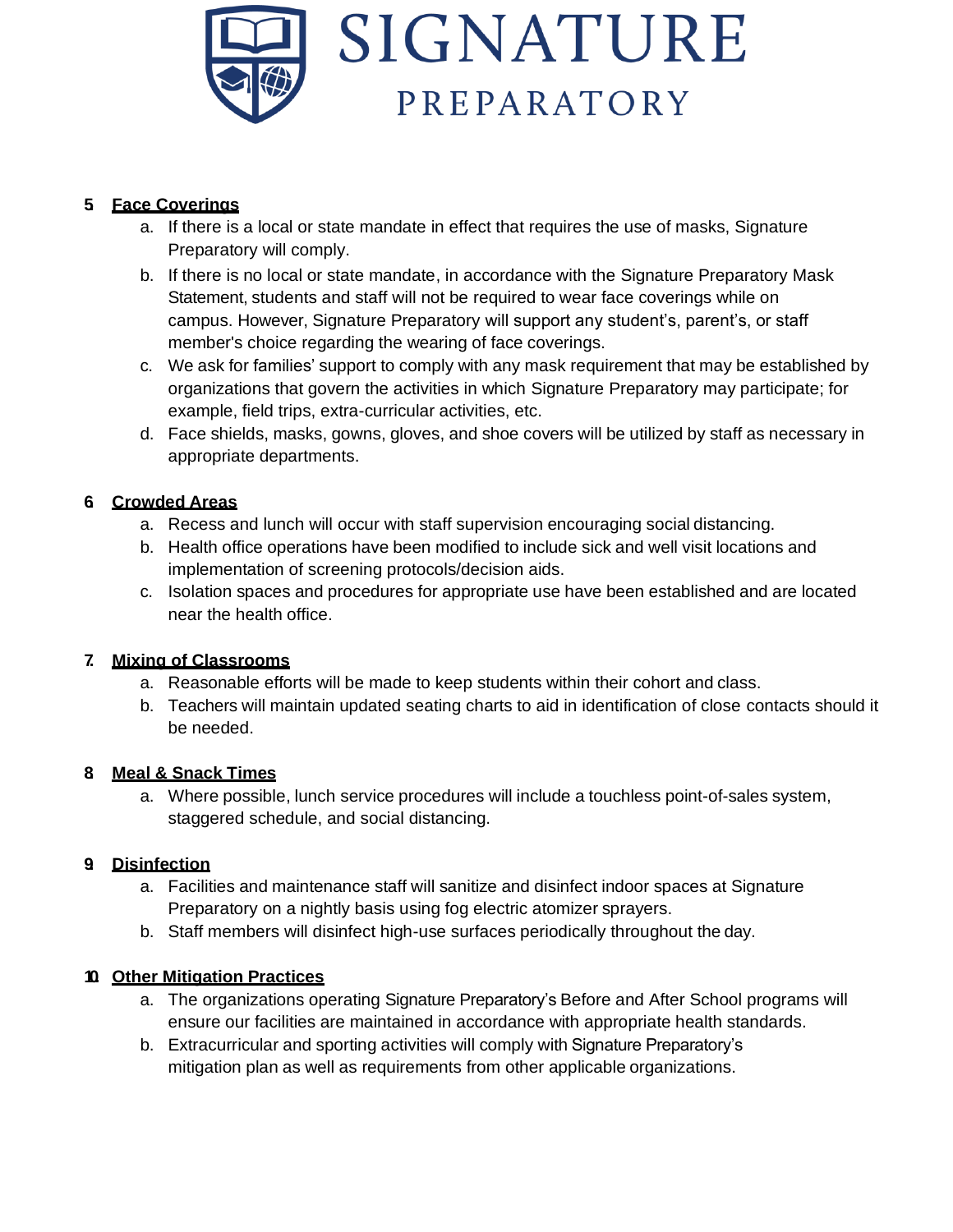## 5. Face Coverings

a. If there is a local or state mandate in effect that requires the use of masks, Signature Preparatory will comply.

b. If there is no local or state mandate, in accordance with the Signature Preparatory Mask Statement, students and staff will not be required to wear face coverings while on campus. However, Signature Preparatory will support any student's, parent's, or staff member's choice regarding the wearing of face coverings.

c. We ask for families' support to comply with any mask requirement that may be established by organizations that govern the activities in which Signature Preparatory may participate; for example, field trips, extra-curricular activities, etc.

d. Face shields, masks, gowns, gloves, and shoe covers will be utilized by staff as necessary in appropriate departments.

## 6. Crowded Areas

a. Recess and lunch will occur with staff supervision encouraging social distancing.

b. Health office operations have been modified to include sick and well visit locations and implementation of screening protocols/decision aids.

c. Isolation spaces and procedures for appropriate use have been established and are located near the health office.

## 7. Mixing of Classrooms

a. Reasonable efforts will be made to keep students within their cohort and class.

b. Teachers will maintain updated seating charts to aid in identification of close contacts should it be needed.

## 8. Meal & Snack Times

a. Where possible, lunch service procedures will include a touchless point-of-sales system, staggered schedule, and social distancing.

## 9. Disinfection

a. Facilities and maintenance staff will sanitize and disinfect indoor spaces at Signature Preparatory on a nightly basis using fog electric atomizer sprayers.

b. Staff members will disinfect high-use surfaces periodically throughout the day.

## 10. Other Mitigation Practices

a. The organizations operating Signature Preparatory's Before and After School programs will ensure our facilities are maintained in accordance with appropriate health standards.

b. Extracurricular and sporting activities will comply with Signature Preparatory's mitigation plan as well as requirements from other applicable organizations.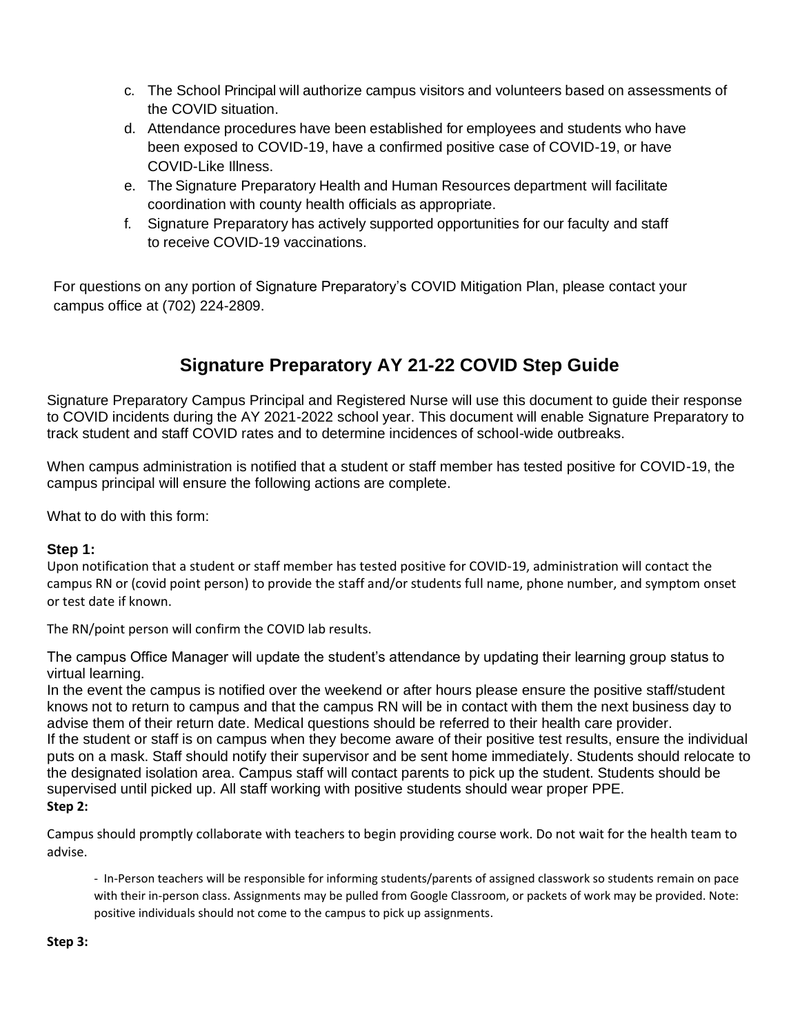c. The School Principal will authorize campus visitors and volunteers based on assessments of the COVID situation.
d. Attendance procedures have been established for employees and students who have been exposed to COVID-19, have a confirmed positive case of COVID-19, or have COVID-Like Illness.
e. The Signature Preparatory Health and Human Resources department will facilitate coordination with county health officials as appropriate.
f. Signature Preparatory has actively supported opportunities for our faculty and staff to receive COVID-19 vaccinations.

For questions on any portion of Signature Preparatory's COVID Mitigation Plan, please contact your campus office at (702) 224-2809.

## Signature Preparatory AY 21-22 COVID Step Guide

Signature Preparatory Campus Principal and Registered Nurse will use this document to guide their response to COVID incidents during the AY 2021-2022 school year. This document will enable Signature Preparatory to track student and staff COVID rates and to determine incidences of school-wide outbreaks.

When campus administration is notified that a student or staff member has tested positive for COVID-19, the campus principal will ensure the following actions are complete.

What to do with this form:

**Step 1:**

Upon notification that a student or staff member has tested positive for COVID-19, administration will contact the campus RN or (covid point person) to provide the staff and/or students full name, phone number, and symptom onset or test date if known.

The RN/point person will confirm the COVID lab results.

The campus Office Manager will update the student's attendance by updating their learning group status to virtual learning.

In the event the campus is notified over the weekend or after hours please ensure the positive staff/student knows not to return to campus and that the campus RN will be in contact with them the next business day to advise them of their return date. Medical questions should be referred to their health care provider.

If the student or staff is on campus when they become aware of their positive test results, ensure the individual puts on a mask. Staff should notify their supervisor and be sent home immediately. Students should relocate to the designated isolation area. Campus staff will contact parents to pick up the student. Students should be supervised until picked up. All staff working with positive students should wear proper PPE.

**Step 2:**

Campus should promptly collaborate with teachers to begin providing course work. Do not wait for the health team to advise.

- In-Person teachers will be responsible for informing students/parents of assigned classwork so students remain on pace with their in-person class. Assignments may be pulled from Google Classroom, or packets of work may be provided. Note: positive individuals should not come to the campus to pick up assignments.

**Step 3:**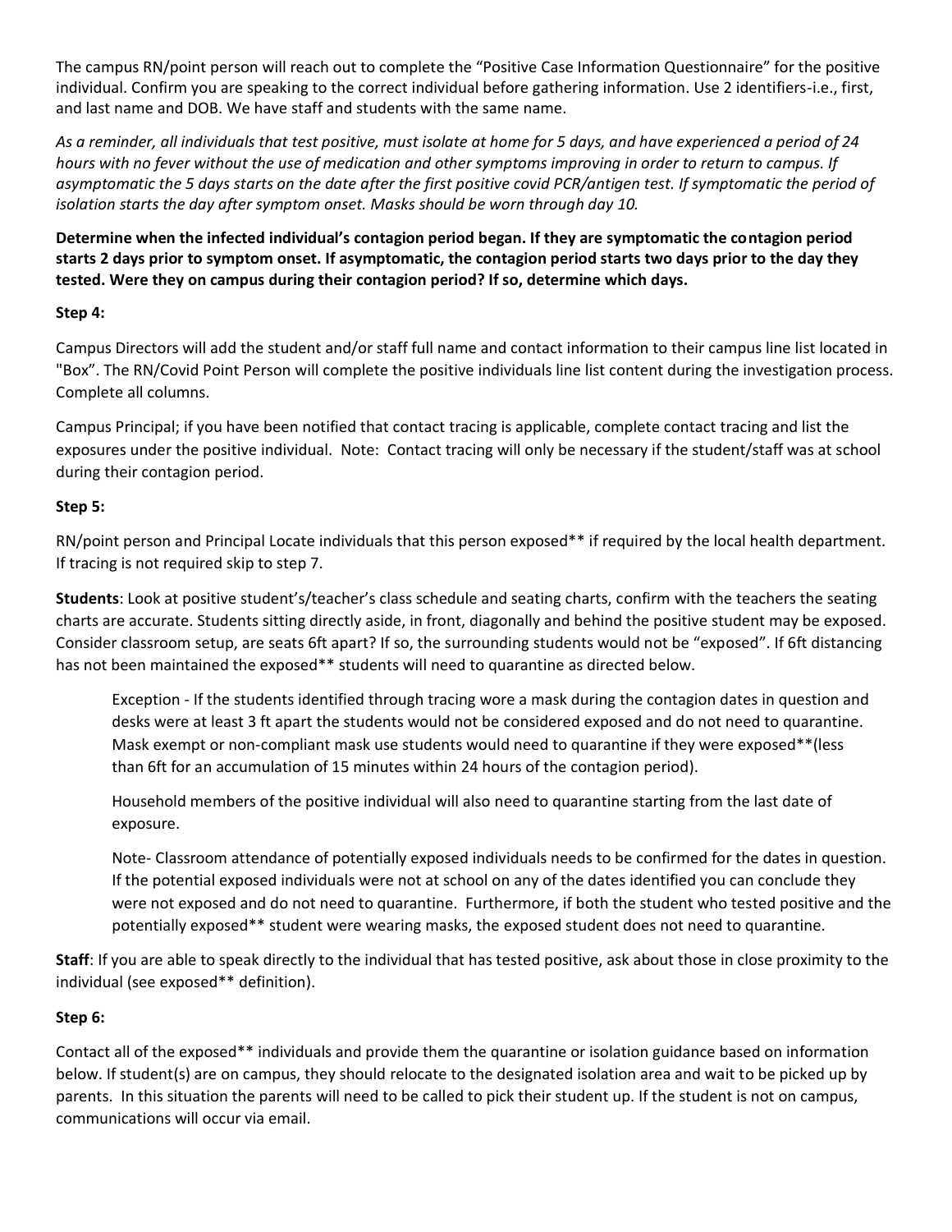The campus RN/point person will reach out to complete the "Positive Case Information Questionnaire" for the positive individual. Confirm you are speaking to the correct individual before gathering information. Use 2 identifiers-i.e., first, and last name and DOB. We have staff and students with the same name.

*As a reminder, all individuals that test positive, must isolate at home for 5 days, and have experienced a period of 24 hours with no fever without the use of medication and other symptoms improving in order to return to campus. If asymptomatic the 5 days starts on the date after the first positive covid PCR/antigen test. If symptomatic the period of isolation starts the day after symptom onset. Masks should be worn through day 10.*

**Determine when the infected individual's contagion period began. If they are symptomatic the contagion period starts 2 days prior to symptom onset. If asymptomatic, the contagion period starts two days prior to the day they tested. Were they on campus during their contagion period? If so, determine which days.**

**Step 4:**

Campus Directors will add the student and/or staff full name and contact information to their campus line list located in "Box". The RN/Covid Point Person will complete the positive individuals line list content during the investigation process. Complete all columns.

Campus Principal; if you have been notified that contact tracing is applicable, complete contact tracing and list the exposures under the positive individual. Note: Contact tracing will only be necessary if the student/staff was at school during their contagion period.

**Step 5:**

RN/point person and Principal Locate individuals that this person exposed** if required by the local health department. If tracing is not required skip to step 7.

**Students**: Look at positive student's/teacher's class schedule and seating charts, confirm with the teachers the seating charts are accurate. Students sitting directly aside, in front, diagonally and behind the positive student may be exposed. Consider classroom setup, are seats 6ft apart? If so, the surrounding students would not be "exposed". If 6ft distancing has not been maintained the exposed** students will need to quarantine as directed below.

> Exception - If the students identified through tracing wore a mask during the contagion dates in question and desks were at least 3 ft apart the students would not be considered exposed and do not need to quarantine. Mask exempt or non-compliant mask use students would need to quarantine if they were exposed**(less than 6ft for an accumulation of 15 minutes within 24 hours of the contagion period).
>
> Household members of the positive individual will also need to quarantine starting from the last date of exposure.
>
> Note- Classroom attendance of potentially exposed individuals needs to be confirmed for the dates in question. If the potential exposed individuals were not at school on any of the dates identified you can conclude they were not exposed and do not need to quarantine. Furthermore, if both the student who tested positive and the potentially exposed** student were wearing masks, the exposed student does not need to quarantine.

**Staff**: If you are able to speak directly to the individual that has tested positive, ask about those in close proximity to the individual (see exposed** definition).

**Step 6:**

Contact all of the exposed** individuals and provide them the quarantine or isolation guidance based on information below. If student(s) are on campus, they should relocate to the designated isolation area and wait to be picked up by parents. In this situation the parents will need to be called to pick their student up. If the student is not on campus, communications will occur via email.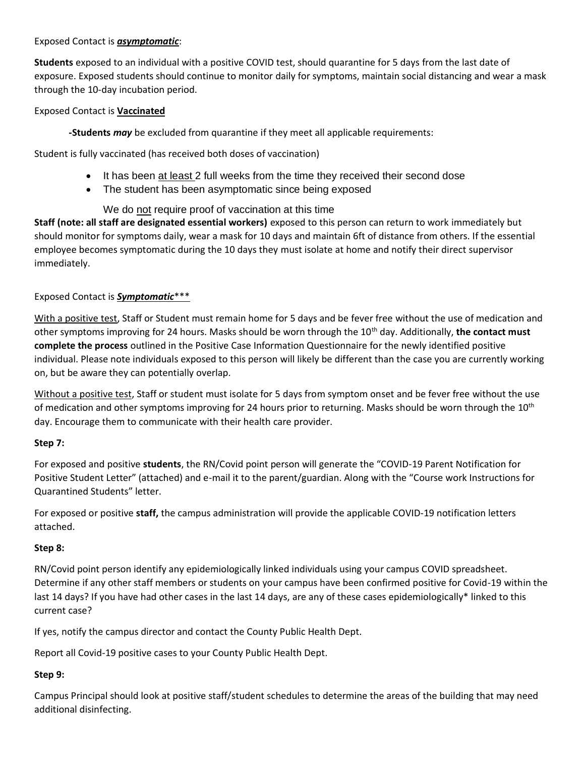Exposed Contact is ***asymptomatic***:

**Students** exposed to an individual with a positive COVID test, should quarantine for 5 days from the last date of exposure. Exposed students should continue to monitor daily for symptoms, maintain social distancing and wear a mask through the 10-day incubation period.

Exposed Contact is **Vaccinated**

**-Students** ***may*** be excluded from quarantine if they meet all applicable requirements:

Student is fully vaccinated (has received both doses of vaccination)

- It has been at least 2 full weeks from the time they received their second dose
- The student has been asymptomatic since being exposed

We do not require proof of vaccination at this time

**Staff (note: all staff are designated essential workers)** exposed to this person can return to work immediately but should monitor for symptoms daily, wear a mask for 10 days and maintain 6ft of distance from others. If the essential employee becomes symptomatic during the 10 days they must isolate at home and notify their direct supervisor immediately.

Exposed Contact is ***Symptomatic****\*\*

With a positive test, Staff or Student must remain home for 5 days and be fever free without the use of medication and other symptoms improving for 24 hours. Masks should be worn through the 10th day. Additionally, **the contact must complete the process** outlined in the Positive Case Information Questionnaire for the newly identified positive individual. Please note individuals exposed to this person will likely be different than the case you are currently working on, but be aware they can potentially overlap.

Without a positive test, Staff or student must isolate for 5 days from symptom onset and be fever free without the use of medication and other symptoms improving for 24 hours prior to returning. Masks should be worn through the 10th day. Encourage them to communicate with their health care provider.

**Step 7:**

For exposed and positive **students**, the RN/Covid point person will generate the "COVID-19 Parent Notification for Positive Student Letter" (attached) and e-mail it to the parent/guardian. Along with the "Course work Instructions for Quarantined Students" letter.

For exposed or positive **staff,** the campus administration will provide the applicable COVID-19 notification letters attached.

**Step 8:**

RN/Covid point person identify any epidemiologically linked individuals using your campus COVID spreadsheet. Determine if any other staff members or students on your campus have been confirmed positive for Covid-19 within the last 14 days? If you have had other cases in the last 14 days, are any of these cases epidemiologically* linked to this current case?

If yes, notify the campus director and contact the County Public Health Dept.

Report all Covid-19 positive cases to your County Public Health Dept.

**Step 9:**

Campus Principal should look at positive staff/student schedules to determine the areas of the building that may need additional disinfecting.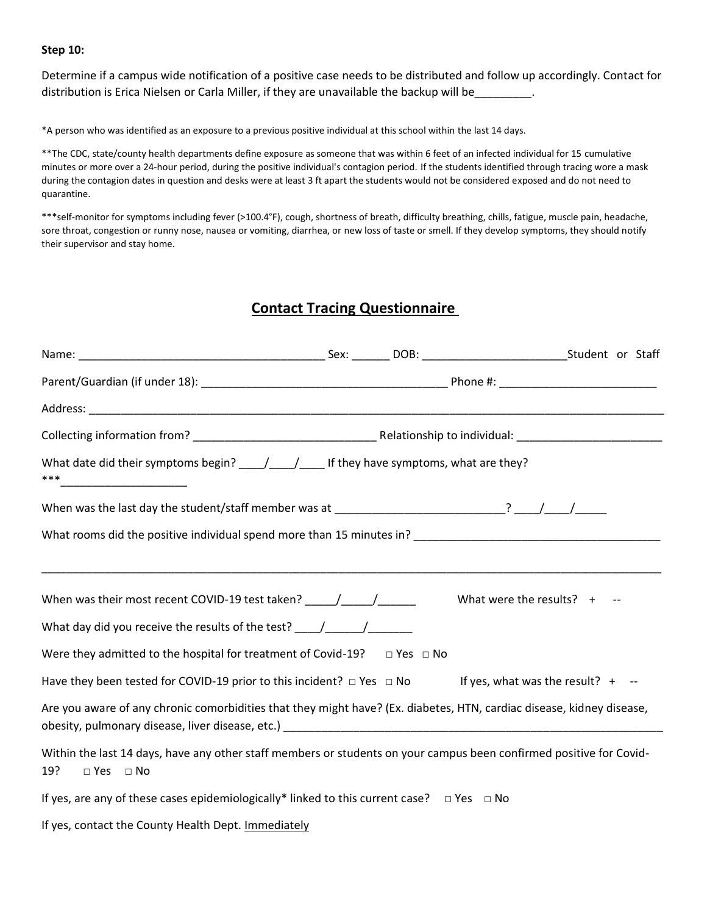**Step 10:**

Determine if a campus wide notification of a positive case needs to be distributed and follow up accordingly. Contact for distribution is Erica Nielsen or Carla Miller, if they are unavailable the backup will be_________.

*A person who was identified as an exposure to a previous positive individual at this school within the last 14 days.

**The CDC, state/county health departments define exposure as someone that was within 6 feet of an infected individual for 15 cumulative minutes or more over a 24-hour period, during the positive individual's contagion period. If the students identified through tracing wore a mask during the contagion dates in question and desks were at least 3 ft apart the students would not be considered exposed and do not need to quarantine.

***self-monitor for symptoms including fever (>100.4°F), cough, shortness of breath, difficulty breathing, chills, fatigue, muscle pain, headache, sore throat, congestion or runny nose, nausea or vomiting, diarrhea, or new loss of taste or smell. If they develop symptoms, they should notify their supervisor and stay home.

## Contact Tracing Questionnaire

Name: _______________________________________ Sex: ______ DOB: _______________________Student or Staff

Parent/Guardian (if under 18): _______________________________________ Phone #: ________________________

Address: _____________________________________________________________________________________________

Collecting information from? ____________________________ Relationship to individual: _______________________

What date did their symptoms begin? ____/____/____ If they have symptoms, what are they? ***____________________

When was the last day the student/staff member was at __________________________? ____/____/_____

What rooms did the positive individual spend more than 15 minutes in? _______________________________________

_____________________________________________________________________________________________________

When was their most recent COVID-19 test taken? _____/_____/______ What were the results? + --

What day did you receive the results of the test? ____/______/_______

Were they admitted to the hospital for treatment of Covid-19? □ Yes □ No

Have they been tested for COVID-19 prior to this incident? □ Yes □ No If yes, what was the result? + --

Are you aware of any chronic comorbidities that they might have? (Ex. diabetes, HTN, cardiac disease, kidney disease, obesity, pulmonary disease, liver disease, etc.) ______________________________________________________________

Within the last 14 days, have any other staff members or students on your campus been confirmed positive for Covid-19? □ Yes □ No

If yes, are any of these cases epidemiologically* linked to this current case? □ Yes □ No

If yes, contact the County Health Dept. <u>Immediately</u>